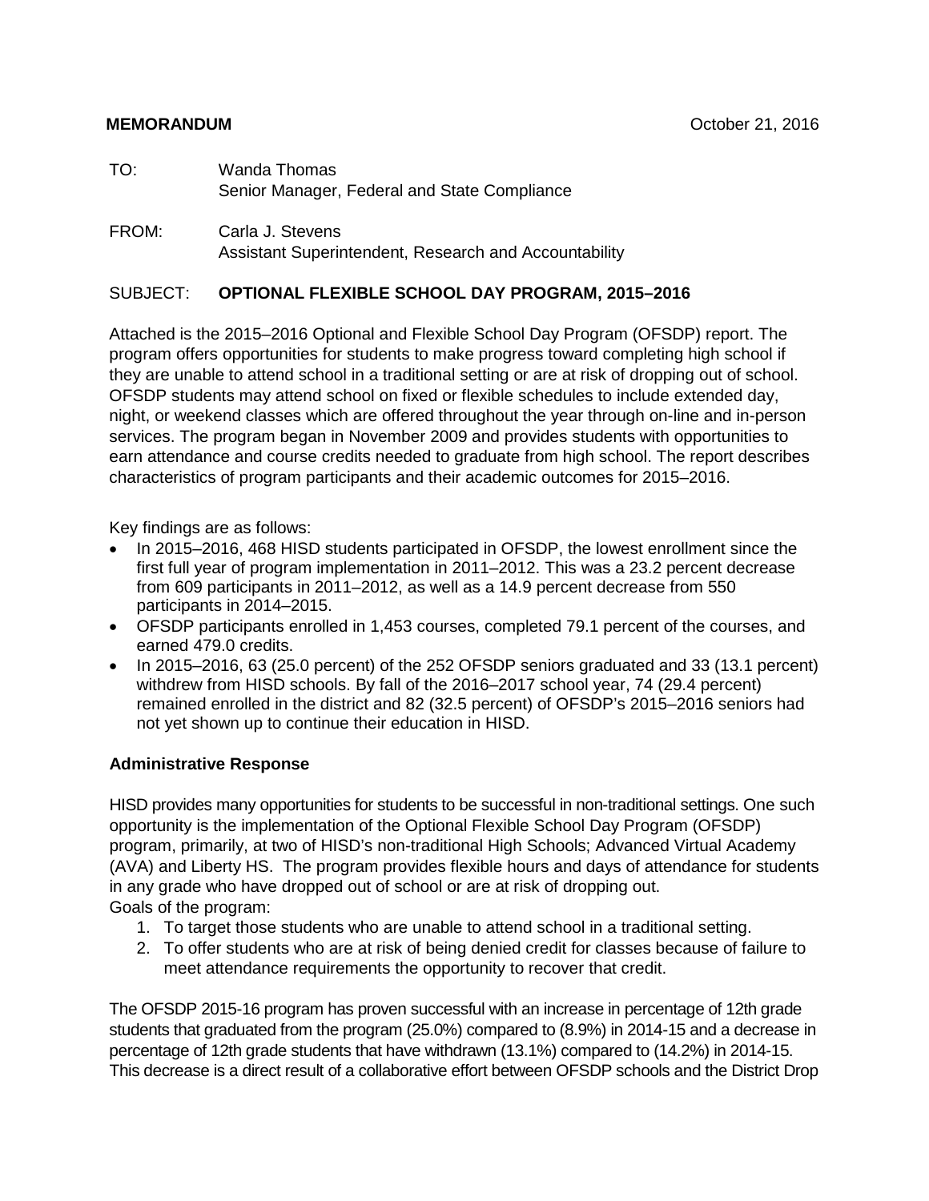**MEMORANDUM** October 21, 2016

TO: Wanda Thomas
Senior Manager, Federal and State Compliance

FROM: Carla J. Stevens
Assistant Superintendent, Research and Accountability

SUBJECT: **OPTIONAL FLEXIBLE SCHOOL DAY PROGRAM, 2015–2016**

Attached is the 2015–2016 Optional and Flexible School Day Program (OFSDP) report. The program offers opportunities for students to make progress toward completing high school if they are unable to attend school in a traditional setting or are at risk of dropping out of school. OFSDP students may attend school on fixed or flexible schedules to include extended day, night, or weekend classes which are offered throughout the year through on-line and in-person services. The program began in November 2009 and provides students with opportunities to earn attendance and course credits needed to graduate from high school. The report describes characteristics of program participants and their academic outcomes for 2015–2016.

Key findings are as follows:

- In 2015–2016, 468 HISD students participated in OFSDP, the lowest enrollment since the first full year of program implementation in 2011–2012. This was a 23.2 percent decrease from 609 participants in 2011–2012, as well as a 14.9 percent decrease from 550 participants in 2014–2015.
- OFSDP participants enrolled in 1,453 courses, completed 79.1 percent of the courses, and earned 479.0 credits.
- In 2015–2016, 63 (25.0 percent) of the 252 OFSDP seniors graduated and 33 (13.1 percent) withdrew from HISD schools. By fall of the 2016–2017 school year, 74 (29.4 percent) remained enrolled in the district and 82 (32.5 percent) of OFSDP's 2015–2016 seniors had not yet shown up to continue their education in HISD.

**Administrative Response**

HISD provides many opportunities for students to be successful in non-traditional settings. One such opportunity is the implementation of the Optional Flexible School Day Program (OFSDP) program, primarily, at two of HISD's non-traditional High Schools; Advanced Virtual Academy (AVA) and Liberty HS. The program provides flexible hours and days of attendance for students in any grade who have dropped out of school or are at risk of dropping out.
Goals of the program:

1. To target those students who are unable to attend school in a traditional setting.
2. To offer students who are at risk of being denied credit for classes because of failure to meet attendance requirements the opportunity to recover that credit.

The OFSDP 2015-16 program has proven successful with an increase in percentage of 12th grade students that graduated from the program (25.0%) compared to (8.9%) in 2014-15 and a decrease in percentage of 12th grade students that have withdrawn (13.1%) compared to (14.2%) in 2014-15. This decrease is a direct result of a collaborative effort between OFSDP schools and the District Drop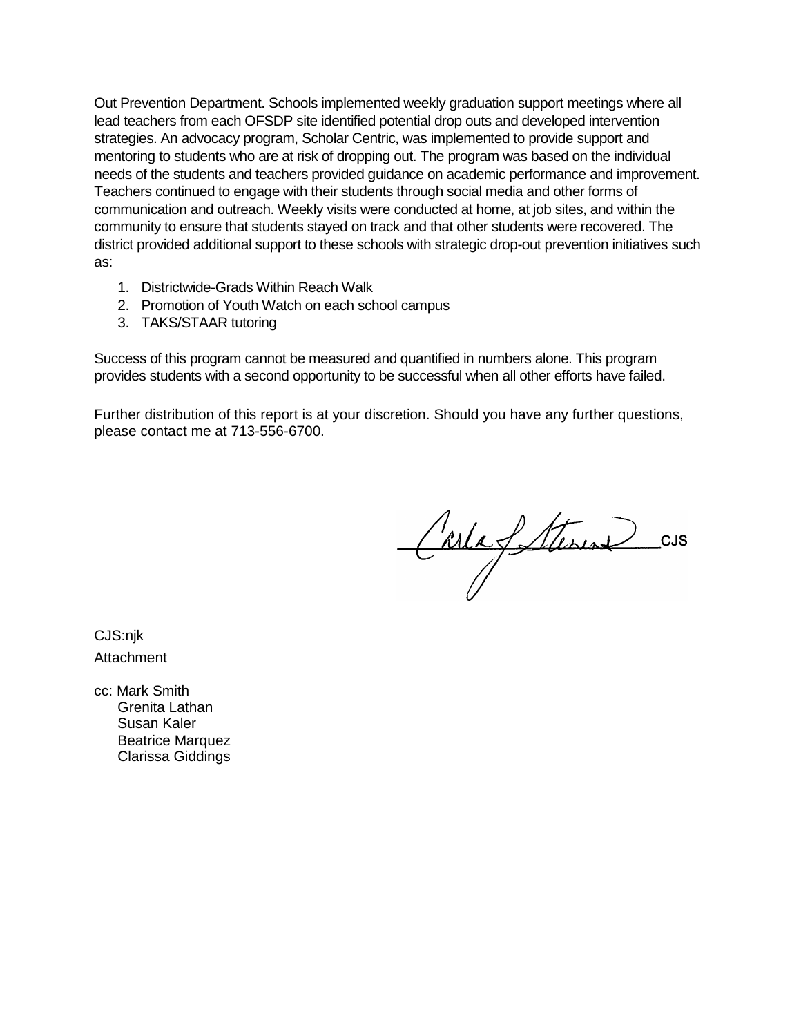Out Prevention Department. Schools implemented weekly graduation support meetings where all lead teachers from each OFSDP site identified potential drop outs and developed intervention strategies. An advocacy program, Scholar Centric, was implemented to provide support and mentoring to students who are at risk of dropping out. The program was based on the individual needs of the students and teachers provided guidance on academic performance and improvement. Teachers continued to engage with their students through social media and other forms of communication and outreach. Weekly visits were conducted at home, at job sites, and within the community to ensure that students stayed on track and that other students were recovered. The district provided additional support to these schools with strategic drop-out prevention initiatives such as:

1. Districtwide-Grads Within Reach Walk
2. Promotion of Youth Watch on each school campus
3. TAKS/STAAR tutoring

Success of this program cannot be measured and quantified in numbers alone. This program provides students with a second opportunity to be successful when all other efforts have failed.

Further distribution of this report is at your discretion. Should you have any further questions, please contact me at 713-556-6700.

Carla J Stevens CJS

CJS:njk

Attachment

cc: Mark Smith
Grenita Lathan
Susan Kaler
Beatrice Marquez
Clarissa Giddings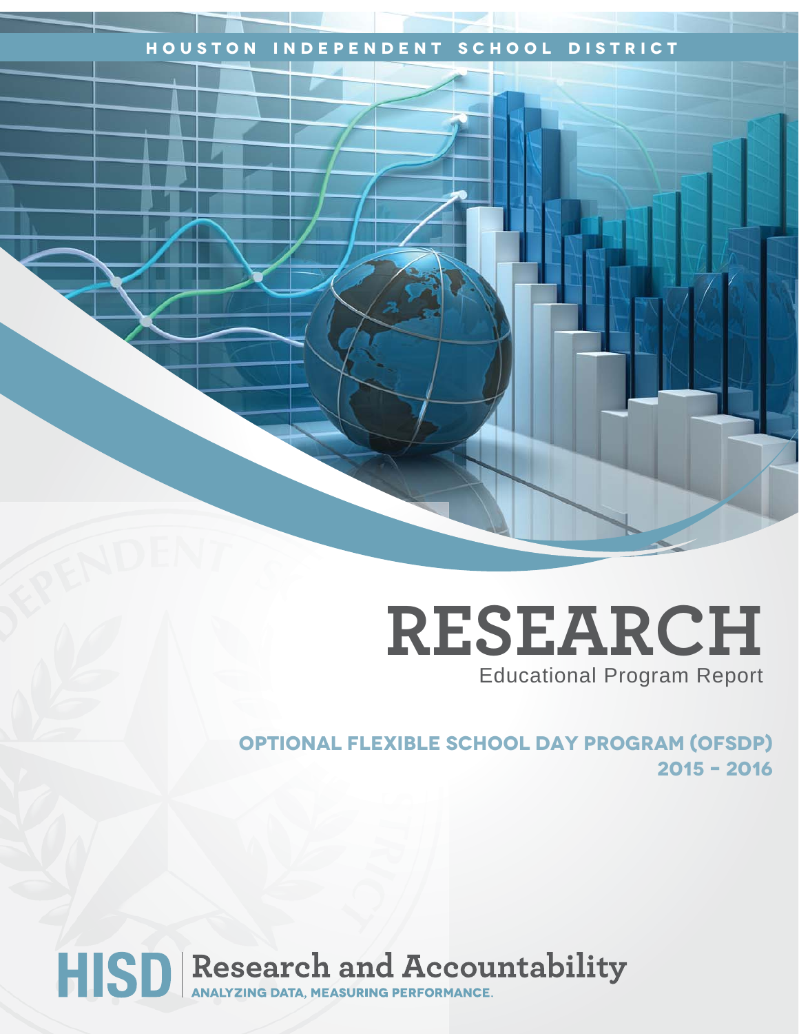HOUSTON INDEPENDENT SCHOOL DISTRICT

# RESEARCH

Educational Program Report

## OPTIONAL FLEXIBLE SCHOOL DAY PROGRAM (OFSDP) 2015 – 2016

HISD Research and Accountability

ANALYZING DATA, MEASURING PERFORMANCE.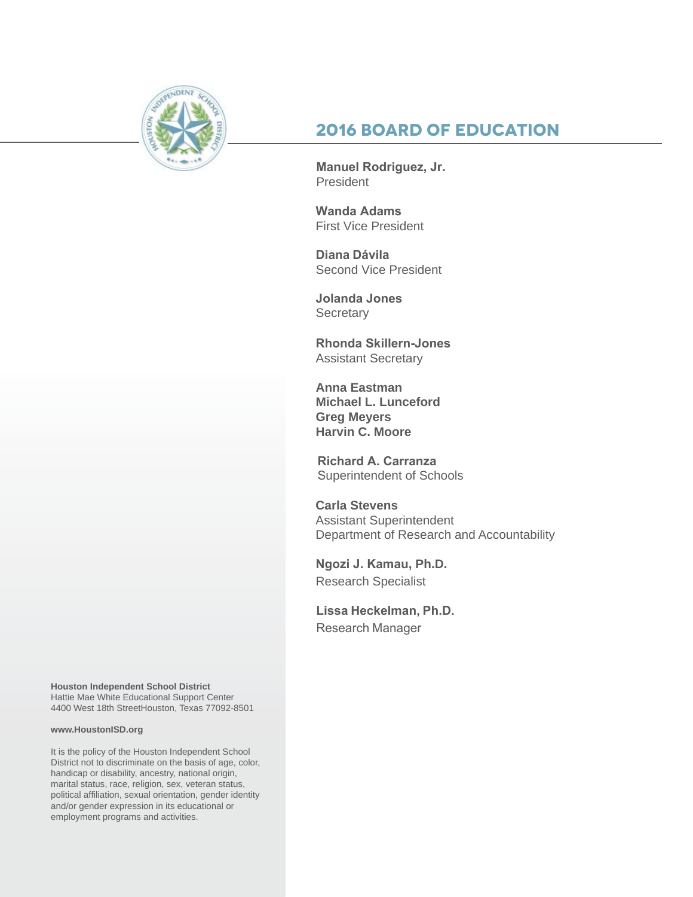## 2016 BOARD OF EDUCATION

**Manuel Rodriguez, Jr.**
President

**Wanda Adams**
First Vice President

**Diana Dávila**
Second Vice President

**Jolanda Jones**
Secretary

**Rhonda Skillern-Jones**
Assistant Secretary

**Anna Eastman**
**Michael L. Lunceford**
**Greg Meyers**
**Harvin C. Moore**

**Richard A. Carranza**
Superintendent of Schools

**Carla Stevens**
Assistant Superintendent
Department of Research and Accountability

**Ngozi J. Kamau, Ph.D.**
Research Specialist

**Lissa Heckelman, Ph.D.**
Research Manager

**Houston Independent School District**
Hattie Mae White Educational Support Center
4400 West 18th StreetHouston, Texas 77092-8501

**www.HoustonISD.org**

It is the policy of the Houston Independent School District not to discriminate on the basis of age, color, handicap or disability, ancestry, national origin, marital status, race, religion, sex, veteran status, political affiliation, sexual orientation, gender identity and/or gender expression in its educational or employment programs and activities.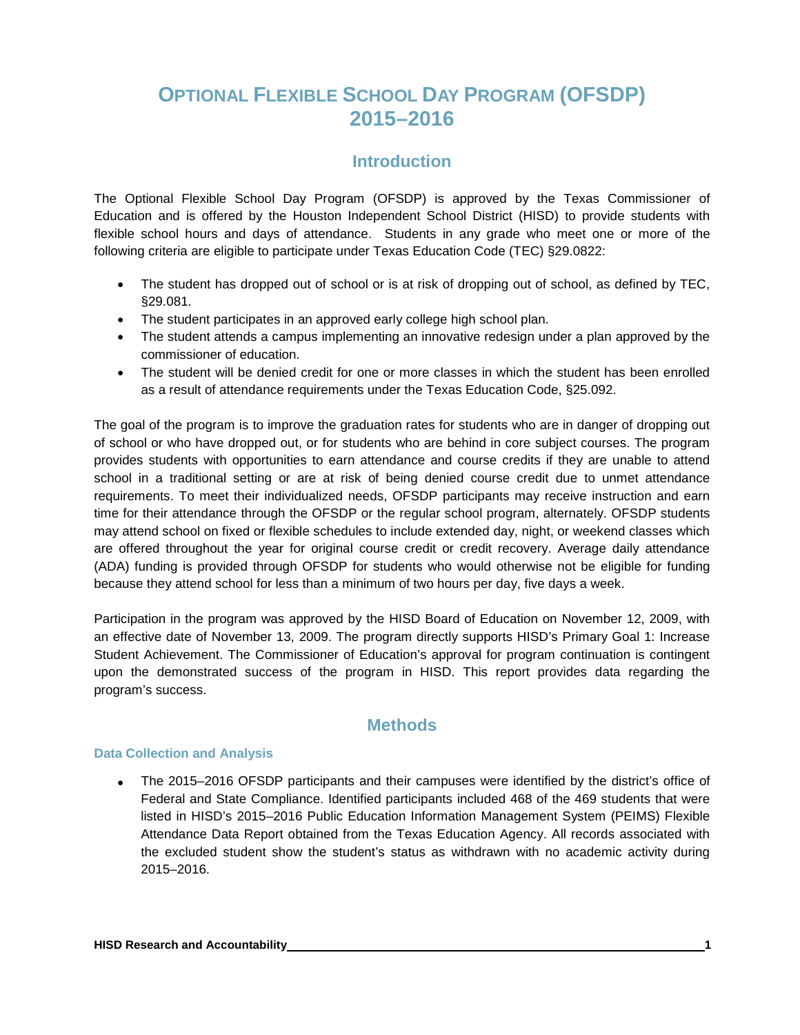# OPTIONAL FLEXIBLE SCHOOL DAY PROGRAM (OFSDP) 2015–2016

## Introduction

The Optional Flexible School Day Program (OFSDP) is approved by the Texas Commissioner of Education and is offered by the Houston Independent School District (HISD) to provide students with flexible school hours and days of attendance. Students in any grade who meet one or more of the following criteria are eligible to participate under Texas Education Code (TEC) §29.0822:

- The student has dropped out of school or is at risk of dropping out of school, as defined by TEC, §29.081.
- The student participates in an approved early college high school plan.
- The student attends a campus implementing an innovative redesign under a plan approved by the commissioner of education.
- The student will be denied credit for one or more classes in which the student has been enrolled as a result of attendance requirements under the Texas Education Code, §25.092.

The goal of the program is to improve the graduation rates for students who are in danger of dropping out of school or who have dropped out, or for students who are behind in core subject courses. The program provides students with opportunities to earn attendance and course credits if they are unable to attend school in a traditional setting or are at risk of being denied course credit due to unmet attendance requirements. To meet their individualized needs, OFSDP participants may receive instruction and earn time for their attendance through the OFSDP or the regular school program, alternately. OFSDP students may attend school on fixed or flexible schedules to include extended day, night, or weekend classes which are offered throughout the year for original course credit or credit recovery. Average daily attendance (ADA) funding is provided through OFSDP for students who would otherwise not be eligible for funding because they attend school for less than a minimum of two hours per day, five days a week.

Participation in the program was approved by the HISD Board of Education on November 12, 2009, with an effective date of November 13, 2009. The program directly supports HISD's Primary Goal 1: Increase Student Achievement. The Commissioner of Education's approval for program continuation is contingent upon the demonstrated success of the program in HISD. This report provides data regarding the program's success.

## Methods

### Data Collection and Analysis

- The 2015–2016 OFSDP participants and their campuses were identified by the district's office of Federal and State Compliance. Identified participants included 468 of the 469 students that were listed in HISD's 2015–2016 Public Education Information Management System (PEIMS) Flexible Attendance Data Report obtained from the Texas Education Agency. All records associated with the excluded student show the student's status as withdrawn with no academic activity during 2015–2016.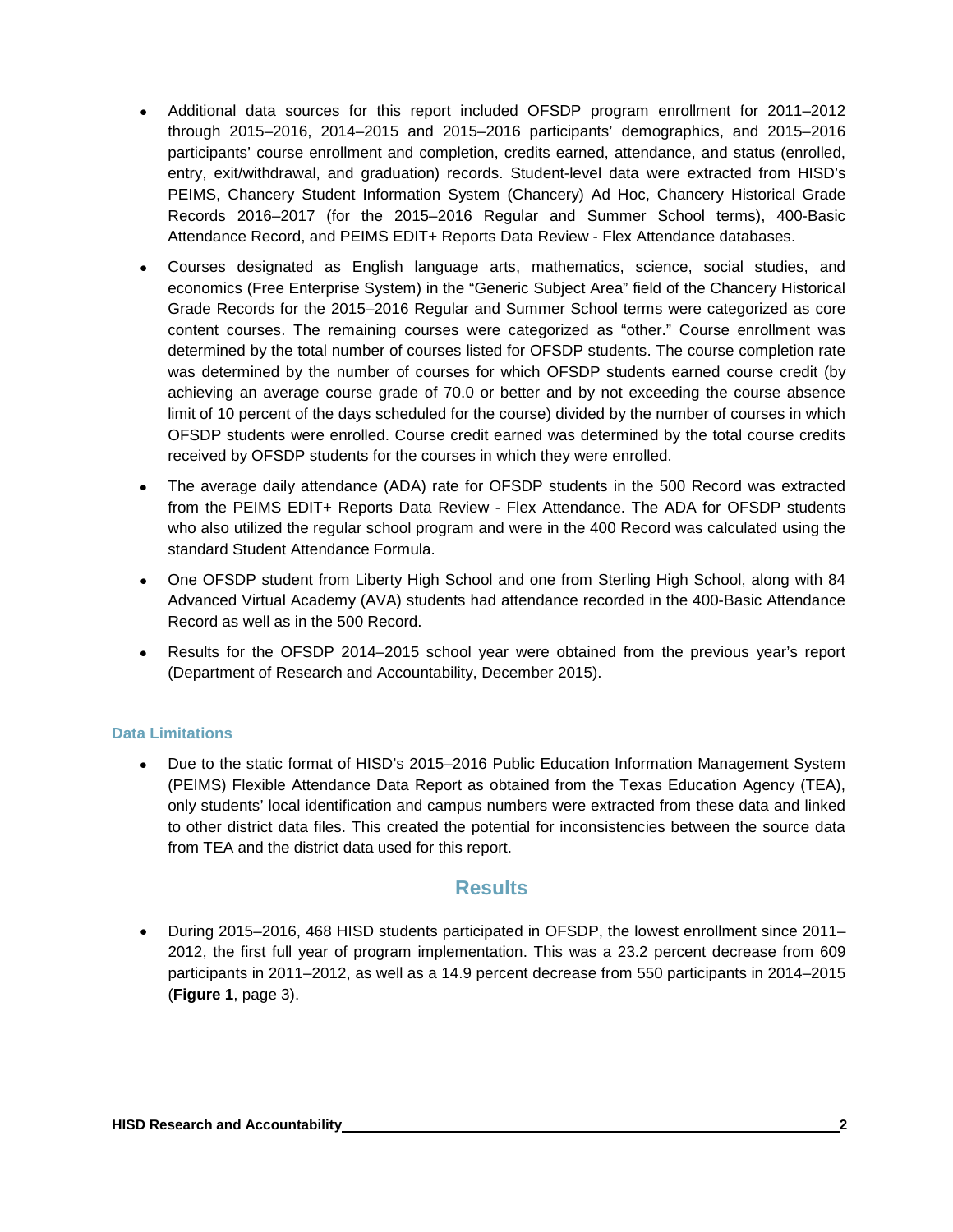- Additional data sources for this report included OFSDP program enrollment for 2011–2012 through 2015–2016, 2014–2015 and 2015–2016 participants' demographics, and 2015–2016 participants' course enrollment and completion, credits earned, attendance, and status (enrolled, entry, exit/withdrawal, and graduation) records. Student-level data were extracted from HISD's PEIMS, Chancery Student Information System (Chancery) Ad Hoc, Chancery Historical Grade Records 2016–2017 (for the 2015–2016 Regular and Summer School terms), 400-Basic Attendance Record, and PEIMS EDIT+ Reports Data Review - Flex Attendance databases.
- Courses designated as English language arts, mathematics, science, social studies, and economics (Free Enterprise System) in the "Generic Subject Area" field of the Chancery Historical Grade Records for the 2015–2016 Regular and Summer School terms were categorized as core content courses. The remaining courses were categorized as "other." Course enrollment was determined by the total number of courses listed for OFSDP students. The course completion rate was determined by the number of courses for which OFSDP students earned course credit (by achieving an average course grade of 70.0 or better and by not exceeding the course absence limit of 10 percent of the days scheduled for the course) divided by the number of courses in which OFSDP students were enrolled. Course credit earned was determined by the total course credits received by OFSDP students for the courses in which they were enrolled.
- The average daily attendance (ADA) rate for OFSDP students in the 500 Record was extracted from the PEIMS EDIT+ Reports Data Review - Flex Attendance. The ADA for OFSDP students who also utilized the regular school program and were in the 400 Record was calculated using the standard Student Attendance Formula.
- One OFSDP student from Liberty High School and one from Sterling High School, along with 84 Advanced Virtual Academy (AVA) students had attendance recorded in the 400-Basic Attendance Record as well as in the 500 Record.
- Results for the OFSDP 2014–2015 school year were obtained from the previous year's report (Department of Research and Accountability, December 2015).

### Data Limitations

- Due to the static format of HISD's 2015–2016 Public Education Information Management System (PEIMS) Flexible Attendance Data Report as obtained from the Texas Education Agency (TEA), only students' local identification and campus numbers were extracted from these data and linked to other district data files. This created the potential for inconsistencies between the source data from TEA and the district data used for this report.

## Results

- During 2015–2016, 468 HISD students participated in OFSDP, the lowest enrollment since 2011–2012, the first full year of program implementation. This was a 23.2 percent decrease from 609 participants in 2011–2012, as well as a 14.9 percent decrease from 550 participants in 2014–2015 (**Figure 1**, page 3).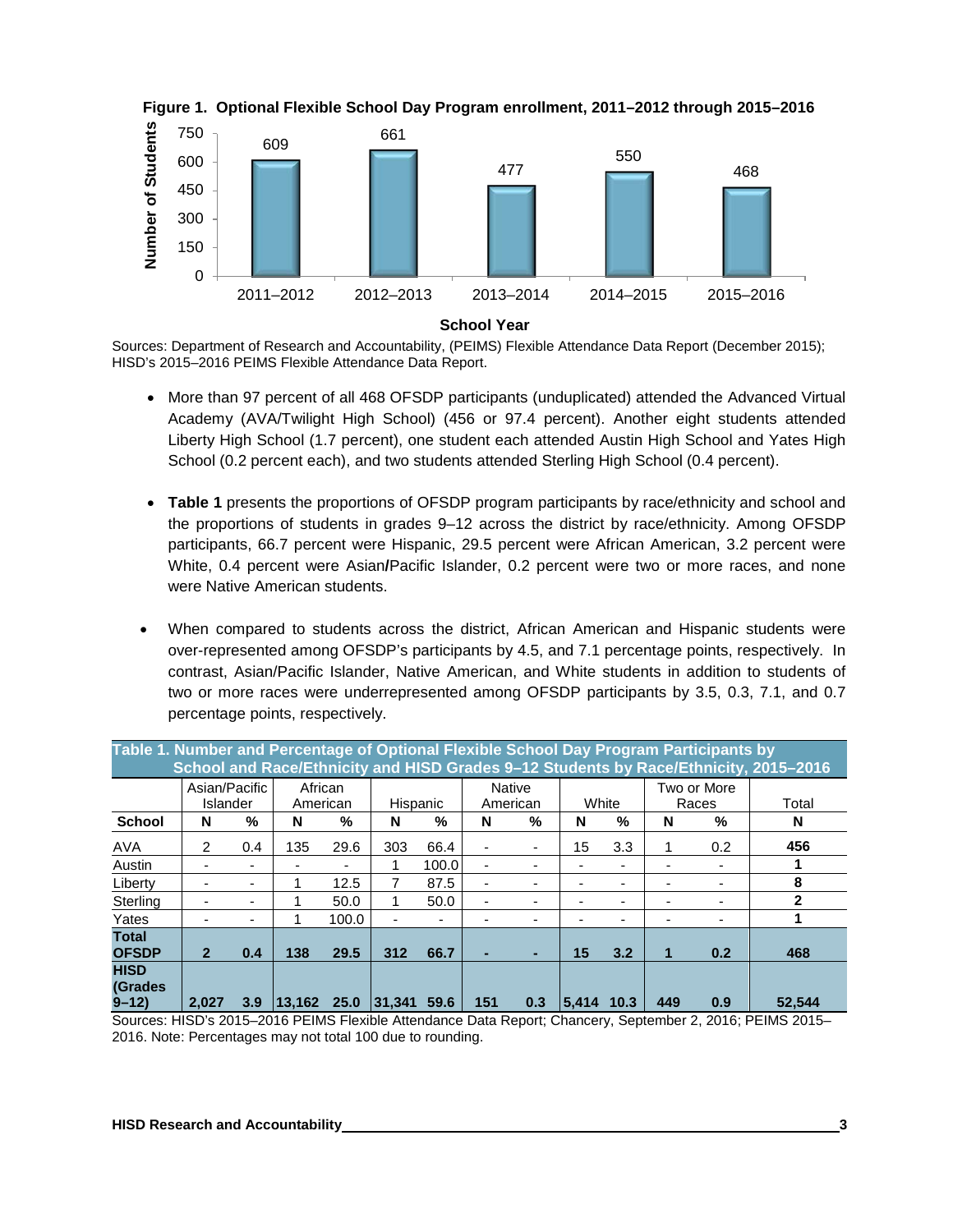**Figure 1. Optional Flexible School Day Program enrollment, 2011–2012 through 2015–2016**

| School Year | Number of Students |
|---|---|
| 2011–2012 | 609 |
| 2012–2013 | 661 |
| 2013–2014 | 477 |
| 2014–2015 | 550 |
| 2015–2016 | 468 |

Sources: Department of Research and Accountability, (PEIMS) Flexible Attendance Data Report (December 2015); HISD's 2015–2016 PEIMS Flexible Attendance Data Report.

- More than 97 percent of all 468 OFSDP participants (unduplicated) attended the Advanced Virtual Academy (AVA/Twilight High School) (456 or 97.4 percent). Another eight students attended Liberty High School (1.7 percent), one student each attended Austin High School and Yates High School (0.2 percent each), and two students attended Sterling High School (0.4 percent).

- **Table 1** presents the proportions of OFSDP program participants by race/ethnicity and school and the proportions of students in grades 9–12 across the district by race/ethnicity. Among OFSDP participants, 66.7 percent were Hispanic, 29.5 percent were African American, 3.2 percent were White, 0.4 percent were Asian**/**Pacific Islander, 0.2 percent were two or more races, and none were Native American students.

- When compared to students across the district, African American and Hispanic students were over-represented among OFSDP's participants by 4.5, and 7.1 percentage points, respectively. In contrast, Asian/Pacific Islander, Native American, and White students in addition to students of two or more races were underrepresented among OFSDP participants by 3.5, 0.3, 7.1, and 0.7 percentage points, respectively.

**Table 1. Number and Percentage of Optional Flexible School Day Program Participants by School and Race/Ethnicity and HISD Grades 9–12 Students by Race/Ethnicity, 2015–2016**

| | Asian/Pacific Islander | | African American | | Hispanic | | Native American | | White | | Two or More Races | | Total |
|---|---|---|---|---|---|---|---|---|---|---|---|---|---|
| **School** | **N** | **%** | **N** | **%** | **N** | **%** | **N** | **%** | **N** | **%** | **N** | **%** | **N** |
| AVA | 2 | 0.4 | 135 | 29.6 | 303 | 66.4 | - | - | 15 | 3.3 | 1 | 0.2 | **456** |
| Austin | - | - | - | - | 1 | 100.0 | - | - | - | - | - | - | **1** |
| Liberty | - | - | 1 | 12.5 | 7 | 87.5 | - | - | - | - | - | - | **8** |
| Sterling | - | - | 1 | 50.0 | 1 | 50.0 | - | - | - | - | - | - | **2** |
| Yates | - | - | 1 | 100.0 | - | - | - | - | - | - | - | - | **1** |
| **Total OFSDP** | **2** | **0.4** | **138** | **29.5** | **312** | **66.7** | **-** | **-** | **15** | **3.2** | **1** | **0.2** | **468** |
| **HISD (Grades 9–12)** | **2,027** | **3.9** | **13,162** | **25.0** | **31,341** | **59.6** | **151** | **0.3** | **5,414** | **10.3** | **449** | **0.9** | **52,544** |

Sources: HISD's 2015–2016 PEIMS Flexible Attendance Data Report; Chancery, September 2, 2016; PEIMS 2015–2016. Note: Percentages may not total 100 due to rounding.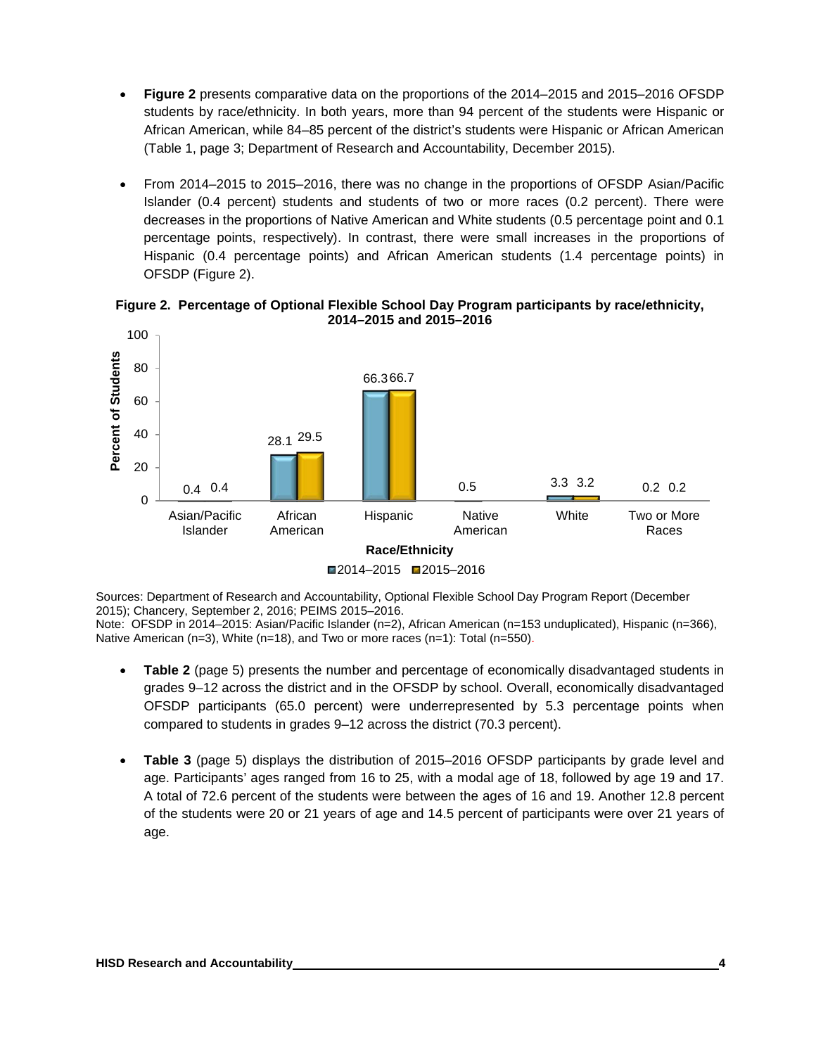- **Figure 2** presents comparative data on the proportions of the 2014–2015 and 2015–2016 OFSDP students by race/ethnicity. In both years, more than 94 percent of the students were Hispanic or African American, while 84–85 percent of the district's students were Hispanic or African American (Table 1, page 3; Department of Research and Accountability, December 2015).

- From 2014–2015 to 2015–2016, there was no change in the proportions of OFSDP Asian/Pacific Islander (0.4 percent) students and students of two or more races (0.2 percent). There were decreases in the proportions of Native American and White students (0.5 percentage point and 0.1 percentage points, respectively). In contrast, there were small increases in the proportions of Hispanic (0.4 percentage points) and African American students (1.4 percentage points) in OFSDP (Figure 2).

**Figure 2. Percentage of Optional Flexible School Day Program participants by race/ethnicity, 2014–2015 and 2015–2016**

| Race/Ethnicity | 2014–2015 | 2015–2016 |
|---|---|---|
| Asian/Pacific Islander | 0.4 | 0.4 |
| African American | 28.1 | 29.5 |
| Hispanic | 66.3 | 66.7 |
| Native American | 0.5 | |
| White | 3.3 | 3.2 |
| Two or More Races | 0.2 | 0.2 |

Sources: Department of Research and Accountability, Optional Flexible School Day Program Report (December 2015); Chancery, September 2, 2016; PEIMS 2015–2016.
Note: OFSDP in 2014–2015: Asian/Pacific Islander (n=2), African American (n=153 unduplicated), Hispanic (n=366), Native American (n=3), White (n=18), and Two or more races (n=1): Total (n=550).

- **Table 2** (page 5) presents the number and percentage of economically disadvantaged students in grades 9–12 across the district and in the OFSDP by school. Overall, economically disadvantaged OFSDP participants (65.0 percent) were underrepresented by 5.3 percentage points when compared to students in grades 9–12 across the district (70.3 percent).

- **Table 3** (page 5) displays the distribution of 2015–2016 OFSDP participants by grade level and age. Participants' ages ranged from 16 to 25, with a modal age of 18, followed by age 19 and 17. A total of 72.6 percent of the students were between the ages of 16 and 19. Another 12.8 percent of the students were 20 or 21 years of age and 14.5 percent of participants were over 21 years of age.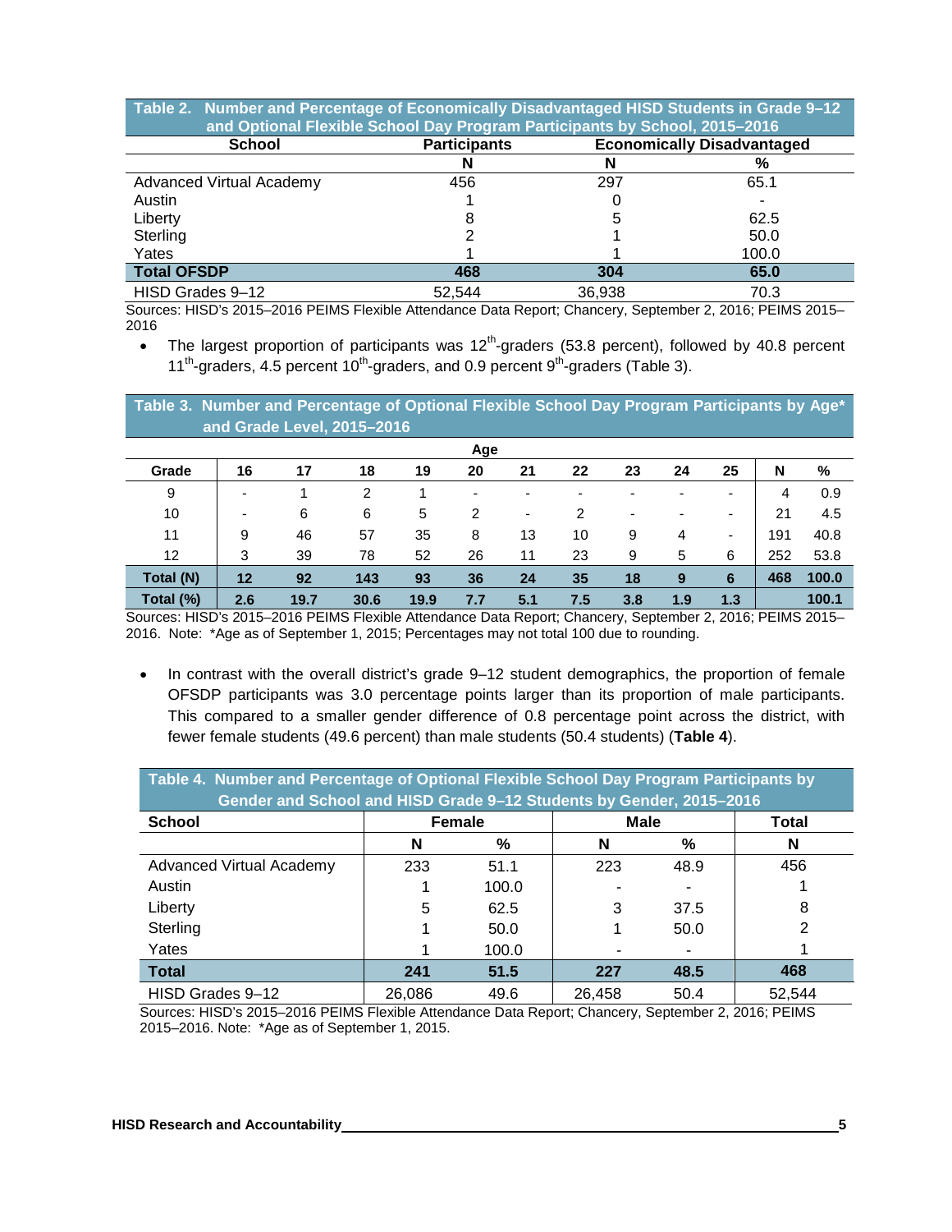**Table 2. Number and Percentage of Economically Disadvantaged HISD Students in Grade 9–12 and Optional Flexible School Day Program Participants by School, 2015–2016**

| School | Participants | Economically Disadvantaged | |
|---|---|---|---|
| | N | N | % |
| Advanced Virtual Academy | 456 | 297 | 65.1 |
| Austin | 1 | 0 | - |
| Liberty | 8 | 5 | 62.5 |
| Sterling | 2 | 1 | 50.0 |
| Yates | 1 | 1 | 100.0 |
| **Total OFSDP** | **468** | **304** | **65.0** |
| HISD Grades 9–12 | 52,544 | 36,938 | 70.3 |

Sources: HISD's 2015–2016 PEIMS Flexible Attendance Data Report; Chancery, September 2, 2016; PEIMS 2015–2016

- The largest proportion of participants was 12th-graders (53.8 percent), followed by 40.8 percent 11th-graders, 4.5 percent 10th-graders, and 0.9 percent 9th-graders (Table 3).

**Table 3. Number and Percentage of Optional Flexible School Day Program Participants by Age* and Grade Level, 2015–2016**

| | Age | | | | | | | | | | | |
|---|---|---|---|---|---|---|---|---|---|---|---|---|
| Grade | 16 | 17 | 18 | 19 | 20 | 21 | 22 | 23 | 24 | 25 | N | % |
| 9 | - | 1 | 2 | 1 | - | - | - | - | - | - | 4 | 0.9 |
| 10 | - | 6 | 6 | 5 | 2 | - | 2 | - | - | - | 21 | 4.5 |
| 11 | 9 | 46 | 57 | 35 | 8 | 13 | 10 | 9 | 4 | - | 191 | 40.8 |
| 12 | 3 | 39 | 78 | 52 | 26 | 11 | 23 | 9 | 5 | 6 | 252 | 53.8 |
| **Total (N)** | **12** | **92** | **143** | **93** | **36** | **24** | **35** | **18** | **9** | **6** | **468** | **100.0** |
| **Total (%)** | **2.6** | **19.7** | **30.6** | **19.9** | **7.7** | **5.1** | **7.5** | **3.8** | **1.9** | **1.3** | | **100.1** |

Sources: HISD's 2015–2016 PEIMS Flexible Attendance Data Report; Chancery, September 2, 2016; PEIMS 2015–2016. Note: *Age as of September 1, 2015; Percentages may not total 100 due to rounding.

- In contrast with the overall district's grade 9–12 student demographics, the proportion of female OFSDP participants was 3.0 percentage points larger than its proportion of male participants. This compared to a smaller gender difference of 0.8 percentage point across the district, with fewer female students (49.6 percent) than male students (50.4 students) (**Table 4**).

**Table 4. Number and Percentage of Optional Flexible School Day Program Participants by Gender and School and HISD Grade 9–12 Students by Gender, 2015–2016**

| School | Female | | Male | | Total |
|---|---|---|---|---|---|
| | N | % | N | % | N |
| Advanced Virtual Academy | 233 | 51.1 | 223 | 48.9 | 456 |
| Austin | 1 | 100.0 | - | - | 1 |
| Liberty | 5 | 62.5 | 3 | 37.5 | 8 |
| Sterling | 1 | 50.0 | 1 | 50.0 | 2 |
| Yates | 1 | 100.0 | - | - | 1 |
| **Total** | **241** | **51.5** | **227** | **48.5** | **468** |
| HISD Grades 9–12 | 26,086 | 49.6 | 26,458 | 50.4 | 52,544 |

Sources: HISD's 2015–2016 PEIMS Flexible Attendance Data Report; Chancery, September 2, 2016; PEIMS 2015–2016. Note: *Age as of September 1, 2015.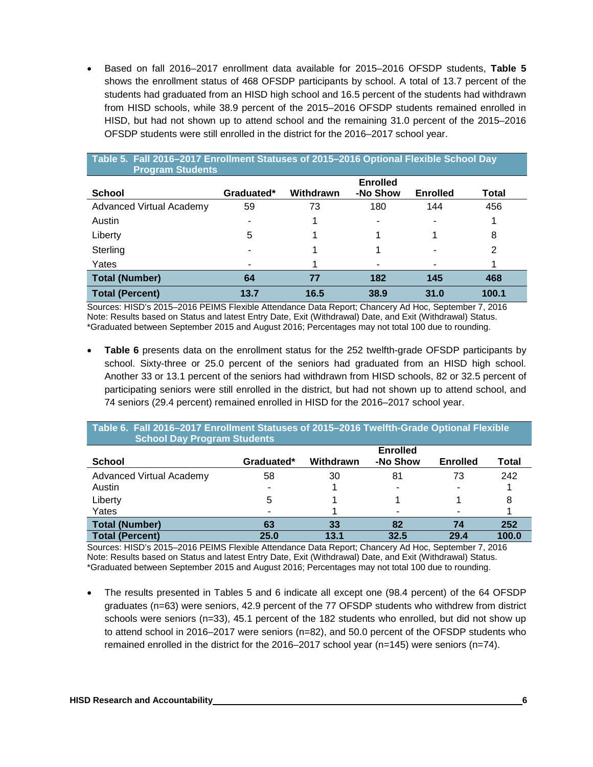- Based on fall 2016–2017 enrollment data available for 2015–2016 OFSDP students, **Table 5** shows the enrollment status of 468 OFSDP participants by school. A total of 13.7 percent of the students had graduated from an HISD high school and 16.5 percent of the students had withdrawn from HISD schools, while 38.9 percent of the 2015–2016 OFSDP students remained enrolled in HISD, but had not shown up to attend school and the remaining 31.0 percent of the 2015–2016 OFSDP students were still enrolled in the district for the 2016–2017 school year.

**Table 5. Fall 2016–2017 Enrollment Statuses of 2015–2016 Optional Flexible School Day Program Students**

| School | Graduated* | Withdrawn | Enrolled -No Show | Enrolled | Total |
|---|---|---|---|---|---|
| Advanced Virtual Academy | 59 | 73 | 180 | 144 | 456 |
| Austin | - | 1 | - | - | 1 |
| Liberty | 5 | 1 | 1 | 1 | 8 |
| Sterling | - | 1 | 1 | - | 2 |
| Yates | - | 1 | - | - | 1 |
| **Total (Number)** | **64** | **77** | **182** | **145** | **468** |
| **Total (Percent)** | **13.7** | **16.5** | **38.9** | **31.0** | **100.1** |

Sources: HISD's 2015–2016 PEIMS Flexible Attendance Data Report; Chancery Ad Hoc, September 7, 2016
Note: Results based on Status and latest Entry Date, Exit (Withdrawal) Date, and Exit (Withdrawal) Status.
*Graduated between September 2015 and August 2016; Percentages may not total 100 due to rounding.

- **Table 6** presents data on the enrollment status for the 252 twelfth-grade OFSDP participants by school. Sixty-three or 25.0 percent of the seniors had graduated from an HISD high school. Another 33 or 13.1 percent of the seniors had withdrawn from HISD schools, 82 or 32.5 percent of participating seniors were still enrolled in the district, but had not shown up to attend school, and 74 seniors (29.4 percent) remained enrolled in HISD for the 2016–2017 school year.

**Table 6. Fall 2016–2017 Enrollment Statuses of 2015–2016 Twelfth-Grade Optional Flexible School Day Program Students**

| School | Graduated* | Withdrawn | Enrolled -No Show | Enrolled | Total |
|---|---|---|---|---|---|
| Advanced Virtual Academy | 58 | 30 | 81 | 73 | 242 |
| Austin | - | 1 | - | - | 1 |
| Liberty | 5 | 1 | 1 | 1 | 8 |
| Yates | - | 1 | - | - | 1 |
| **Total (Number)** | **63** | **33** | **82** | **74** | **252** |
| **Total (Percent)** | **25.0** | **13.1** | **32.5** | **29.4** | **100.0** |

Sources: HISD's 2015–2016 PEIMS Flexible Attendance Data Report; Chancery Ad Hoc, September 7, 2016
Note: Results based on Status and latest Entry Date, Exit (Withdrawal) Date, and Exit (Withdrawal) Status.
*Graduated between September 2015 and August 2016; Percentages may not total 100 due to rounding.

- The results presented in Tables 5 and 6 indicate all except one (98.4 percent) of the 64 OFSDP graduates (n=63) were seniors, 42.9 percent of the 77 OFSDP students who withdrew from district schools were seniors (n=33), 45.1 percent of the 182 students who enrolled, but did not show up to attend school in 2016–2017 were seniors (n=82), and 50.0 percent of the OFSDP students who remained enrolled in the district for the 2016–2017 school year (n=145) were seniors (n=74).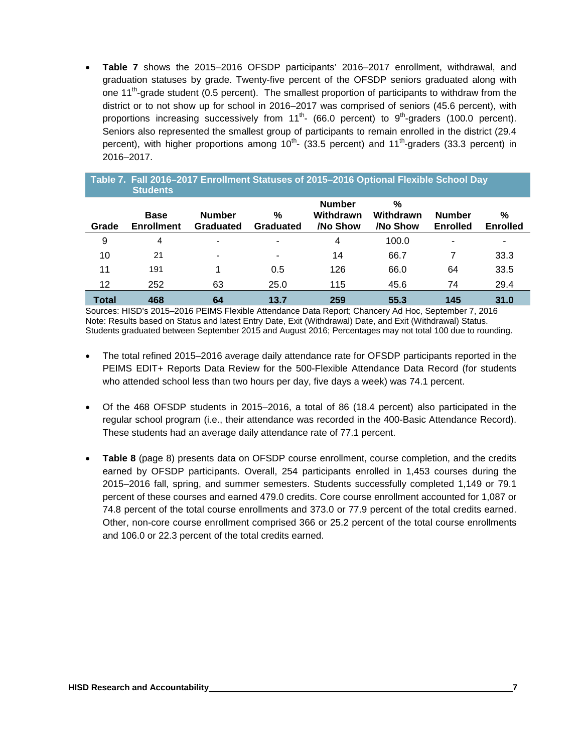- **Table 7** shows the 2015–2016 OFSDP participants' 2016–2017 enrollment, withdrawal, and graduation statuses by grade. Twenty-five percent of the OFSDP seniors graduated along with one 11th-grade student (0.5 percent). The smallest proportion of participants to withdraw from the district or to not show up for school in 2016–2017 was comprised of seniors (45.6 percent), with proportions increasing successively from 11th- (66.0 percent) to 9th-graders (100.0 percent). Seniors also represented the smallest group of participants to remain enrolled in the district (29.4 percent), with higher proportions among 10th- (33.5 percent) and 11th-graders (33.3 percent) in 2016–2017.

**Table 7. Fall 2016–2017 Enrollment Statuses of 2015–2016 Optional Flexible School Day Students**

| Grade | Base Enrollment | Number Graduated | % Graduated | Number Withdrawn /No Show | % Withdrawn /No Show | Number Enrolled | % Enrolled |
|---|---|---|---|---|---|---|---|
| 9 | 4 | - | - | 4 | 100.0 | - | - |
| 10 | 21 | - | - | 14 | 66.7 | 7 | 33.3 |
| 11 | 191 | 1 | 0.5 | 126 | 66.0 | 64 | 33.5 |
| 12 | 252 | 63 | 25.0 | 115 | 45.6 | 74 | 29.4 |
| **Total** | **468** | **64** | **13.7** | **259** | **55.3** | **145** | **31.0** |

Sources: HISD's 2015–2016 PEIMS Flexible Attendance Data Report; Chancery Ad Hoc, September 7, 2016
Note: Results based on Status and latest Entry Date, Exit (Withdrawal) Date, and Exit (Withdrawal) Status. Students graduated between September 2015 and August 2016; Percentages may not total 100 due to rounding.

- The total refined 2015–2016 average daily attendance rate for OFSDP participants reported in the PEIMS EDIT+ Reports Data Review for the 500-Flexible Attendance Data Record (for students who attended school less than two hours per day, five days a week) was 74.1 percent.

- Of the 468 OFSDP students in 2015–2016, a total of 86 (18.4 percent) also participated in the regular school program (i.e., their attendance was recorded in the 400-Basic Attendance Record). These students had an average daily attendance rate of 77.1 percent.

- **Table 8** (page 8) presents data on OFSDP course enrollment, course completion, and the credits earned by OFSDP participants. Overall, 254 participants enrolled in 1,453 courses during the 2015–2016 fall, spring, and summer semesters. Students successfully completed 1,149 or 79.1 percent of these courses and earned 479.0 credits. Core course enrollment accounted for 1,087 or 74.8 percent of the total course enrollments and 373.0 or 77.9 percent of the total credits earned. Other, non-core course enrollment comprised 366 or 25.2 percent of the total course enrollments and 106.0 or 22.3 percent of the total credits earned.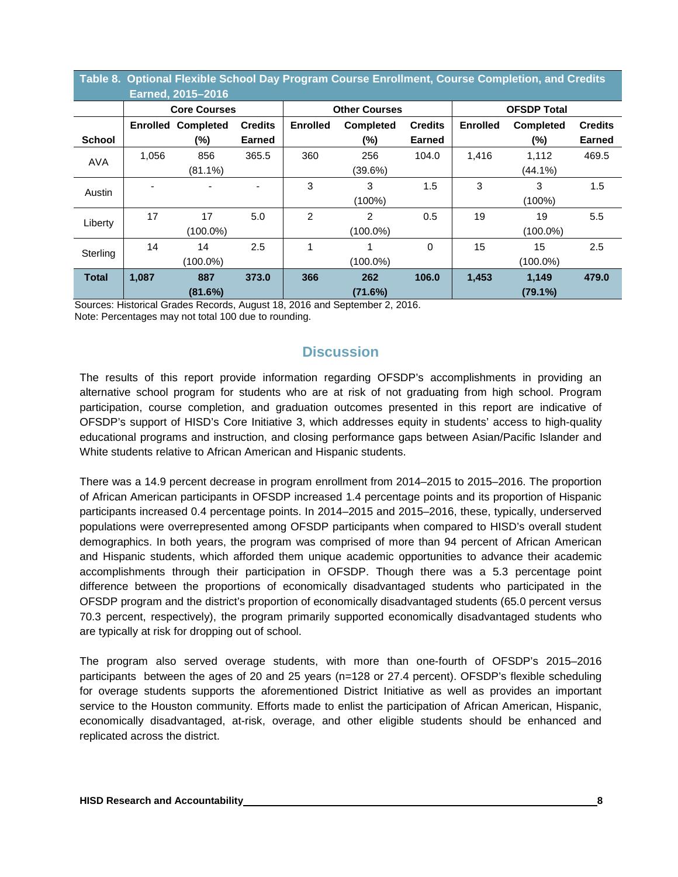**Table 8. Optional Flexible School Day Program Course Enrollment, Course Completion, and Credits Earned, 2015–2016**

| | Core Courses | | | Other Courses | | | OFSDP Total | | |
|---|---|---|---|---|---|---|---|---|---|
| School | Enrolled | Completed (%) | Credits Earned | Enrolled | Completed (%) | Credits Earned | Enrolled | Completed (%) | Credits Earned |
| AVA | 1,056 | 856 (81.1%) | 365.5 | 360 | 256 (39.6%) | 104.0 | 1,416 | 1,112 (44.1%) | 469.5 |
| Austin | - | - | - | 3 | 3 (100%) | 1.5 | 3 | 3 (100%) | 1.5 |
| Liberty | 17 | 17 (100.0%) | 5.0 | 2 | 2 (100.0%) | 0.5 | 19 | 19 (100.0%) | 5.5 |
| Sterling | 14 | 14 (100.0%) | 2.5 | 1 | 1 (100.0%) | 0 | 15 | 15 (100.0%) | 2.5 |
| **Total** | **1,087** | **887 (81.6%)** | **373.0** | **366** | **262 (71.6%)** | **106.0** | **1,453** | **1,149 (79.1%)** | **479.0** |

Sources: Historical Grades Records, August 18, 2016 and September 2, 2016.
Note: Percentages may not total 100 due to rounding.

## Discussion

The results of this report provide information regarding OFSDP's accomplishments in providing an alternative school program for students who are at risk of not graduating from high school. Program participation, course completion, and graduation outcomes presented in this report are indicative of OFSDP's support of HISD's Core Initiative 3, which addresses equity in students' access to high-quality educational programs and instruction, and closing performance gaps between Asian/Pacific Islander and White students relative to African American and Hispanic students.

There was a 14.9 percent decrease in program enrollment from 2014–2015 to 2015–2016. The proportion of African American participants in OFSDP increased 1.4 percentage points and its proportion of Hispanic participants increased 0.4 percentage points. In 2014–2015 and 2015–2016, these, typically, underserved populations were overrepresented among OFSDP participants when compared to HISD's overall student demographics. In both years, the program was comprised of more than 94 percent of African American and Hispanic students, which afforded them unique academic opportunities to advance their academic accomplishments through their participation in OFSDP. Though there was a 5.3 percentage point difference between the proportions of economically disadvantaged students who participated in the OFSDP program and the district's proportion of economically disadvantaged students (65.0 percent versus 70.3 percent, respectively), the program primarily supported economically disadvantaged students who are typically at risk for dropping out of school.

The program also served overage students, with more than one-fourth of OFSDP's 2015–2016 participants between the ages of 20 and 25 years (n=128 or 27.4 percent). OFSDP's flexible scheduling for overage students supports the aforementioned District Initiative as well as provides an important service to the Houston community. Efforts made to enlist the participation of African American, Hispanic, economically disadvantaged, at-risk, overage, and other eligible students should be enhanced and replicated across the district.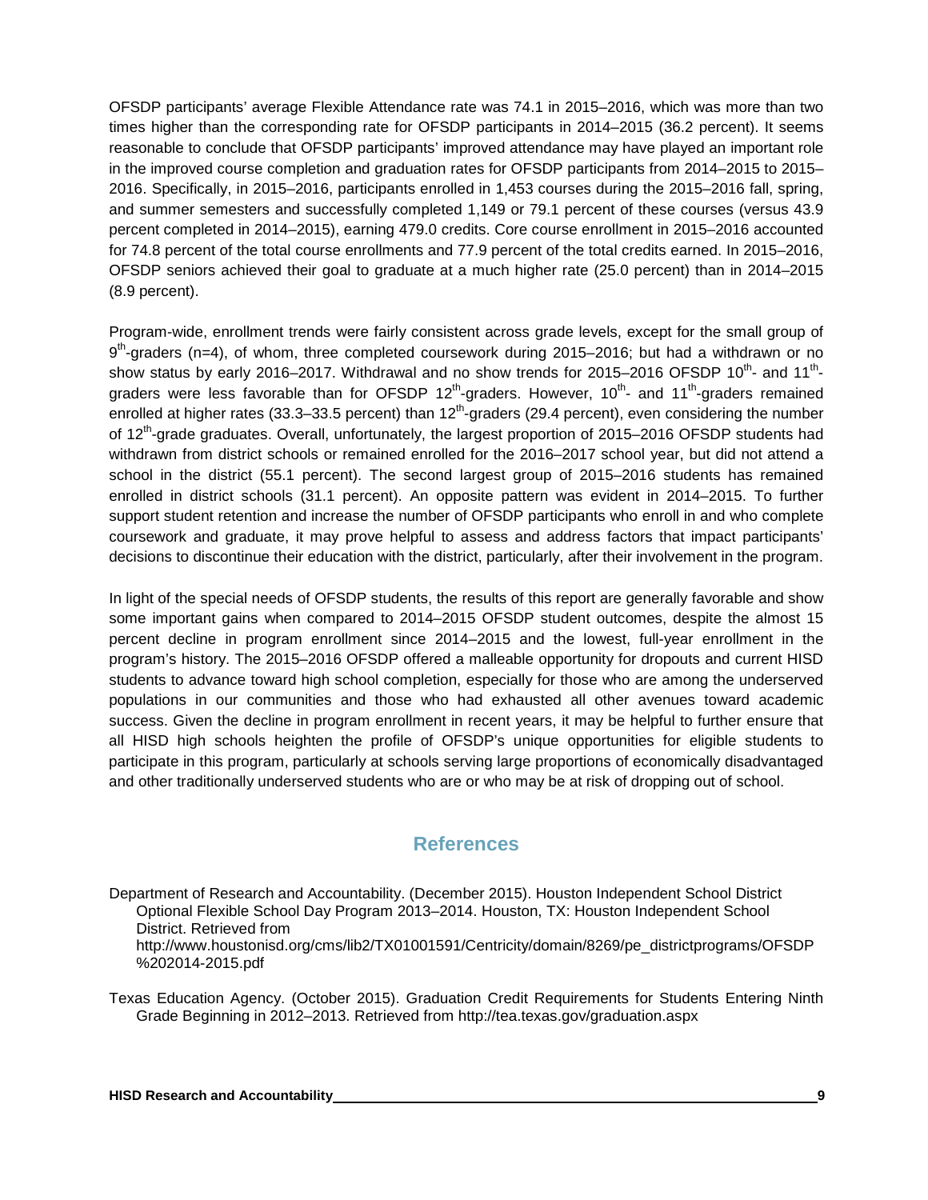OFSDP participants' average Flexible Attendance rate was 74.1 in 2015–2016, which was more than two times higher than the corresponding rate for OFSDP participants in 2014–2015 (36.2 percent). It seems reasonable to conclude that OFSDP participants' improved attendance may have played an important role in the improved course completion and graduation rates for OFSDP participants from 2014–2015 to 2015–2016. Specifically, in 2015–2016, participants enrolled in 1,453 courses during the 2015–2016 fall, spring, and summer semesters and successfully completed 1,149 or 79.1 percent of these courses (versus 43.9 percent completed in 2014–2015), earning 479.0 credits. Core course enrollment in 2015–2016 accounted for 74.8 percent of the total course enrollments and 77.9 percent of the total credits earned. In 2015–2016, OFSDP seniors achieved their goal to graduate at a much higher rate (25.0 percent) than in 2014–2015 (8.9 percent).

Program-wide, enrollment trends were fairly consistent across grade levels, except for the small group of 9th-graders (n=4), of whom, three completed coursework during 2015–2016; but had a withdrawn or no show status by early 2016–2017. Withdrawal and no show trends for 2015–2016 OFSDP 10th- and 11th-graders were less favorable than for OFSDP 12th-graders. However, 10th- and 11th-graders remained enrolled at higher rates (33.3–33.5 percent) than 12th-graders (29.4 percent), even considering the number of 12th-grade graduates. Overall, unfortunately, the largest proportion of 2015–2016 OFSDP students had withdrawn from district schools or remained enrolled for the 2016–2017 school year, but did not attend a school in the district (55.1 percent). The second largest group of 2015–2016 students has remained enrolled in district schools (31.1 percent). An opposite pattern was evident in 2014–2015. To further support student retention and increase the number of OFSDP participants who enroll in and who complete coursework and graduate, it may prove helpful to assess and address factors that impact participants' decisions to discontinue their education with the district, particularly, after their involvement in the program.

In light of the special needs of OFSDP students, the results of this report are generally favorable and show some important gains when compared to 2014–2015 OFSDP student outcomes, despite the almost 15 percent decline in program enrollment since 2014–2015 and the lowest, full-year enrollment in the program's history. The 2015–2016 OFSDP offered a malleable opportunity for dropouts and current HISD students to advance toward high school completion, especially for those who are among the underserved populations in our communities and those who had exhausted all other avenues toward academic success. Given the decline in program enrollment in recent years, it may be helpful to further ensure that all HISD high schools heighten the profile of OFSDP's unique opportunities for eligible students to participate in this program, particularly at schools serving large proportions of economically disadvantaged and other traditionally underserved students who are or who may be at risk of dropping out of school.

## References

Department of Research and Accountability. (December 2015). Houston Independent School District Optional Flexible School Day Program 2013–2014. Houston, TX: Houston Independent School District. Retrieved from http://www.houstonisd.org/cms/lib2/TX01001591/Centricity/domain/8269/pe_districtprograms/OFSDP%202014-2015.pdf

Texas Education Agency. (October 2015). Graduation Credit Requirements for Students Entering Ninth Grade Beginning in 2012–2013. Retrieved from http://tea.texas.gov/graduation.aspx